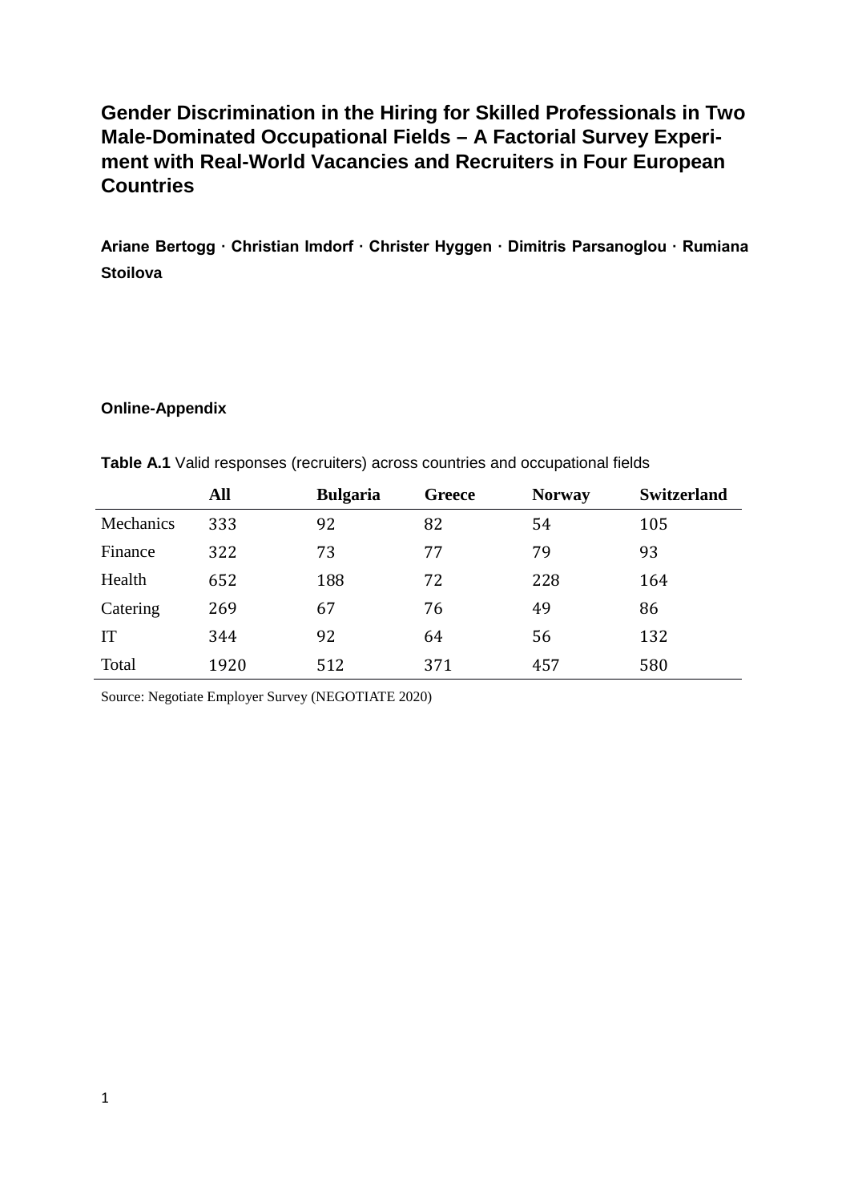# Gender Discrimination in the Hiring for Skilled Professionals in Two Male-Dominated Occupational Fields – A Factorial Survey Experiment with Real-World Vacancies and Recruiters in Four European Countries

**Ariane Bertogg · Christian Imdorf · Christer Hyggen · Dimitris Parsanoglou · Rumiana Stoilova**

#### Online-Appendix

**Table A.1** Valid responses (recruiters) across countries and occupational fields

| | All | Bulgaria | Greece | Norway | Switzerland |
|---|---|---|---|---|---|
| Mechanics | 333 | 92 | 82 | 54 | 105 |
| Finance | 322 | 73 | 77 | 79 | 93 |
| Health | 652 | 188 | 72 | 228 | 164 |
| Catering | 269 | 67 | 76 | 49 | 86 |
| IT | 344 | 92 | 64 | 56 | 132 |
| Total | 1920 | 512 | 371 | 457 | 580 |

Source: Negotiate Employer Survey (NEGOTIATE 2020)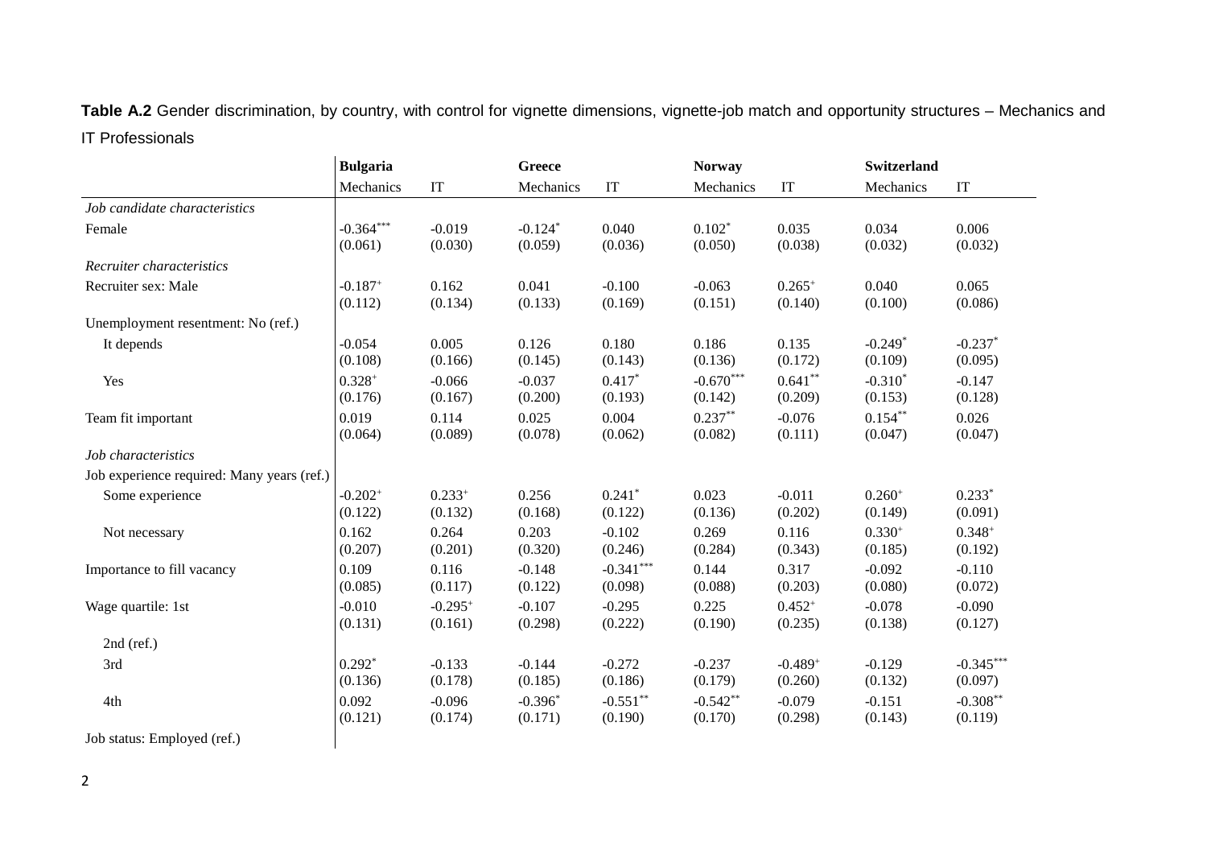**Table A.2** Gender discrimination, by country, with control for vignette dimensions, vignette-job match and opportunity structures – Mechanics and IT Professionals

| | **Bulgaria** | | **Greece** | | **Norway** | | **Switzerland** | |
|---|---|---|---|---|---|---|---|---|
| | Mechanics | IT | Mechanics | IT | Mechanics | IT | Mechanics | IT |
| *Job candidate characteristics* | | | | | | | | |
| Female | -0.364*** | -0.019 | -0.124* | 0.040 | 0.102* | 0.035 | 0.034 | 0.006 |
| | (0.061) | (0.030) | (0.059) | (0.036) | (0.050) | (0.038) | (0.032) | (0.032) |
| *Recruiter characteristics* | | | | | | | | |
| Recruiter sex: Male | -0.187+ | 0.162 | 0.041 | -0.100 | -0.063 | 0.265+ | 0.040 | 0.065 |
| | (0.112) | (0.134) | (0.133) | (0.169) | (0.151) | (0.140) | (0.100) | (0.086) |
| Unemployment resentment: No (ref.) | | | | | | | | |
| It depends | -0.054 | 0.005 | 0.126 | 0.180 | 0.186 | 0.135 | -0.249* | -0.237* |
| | (0.108) | (0.166) | (0.145) | (0.143) | (0.136) | (0.172) | (0.109) | (0.095) |
| Yes | 0.328+ | -0.066 | -0.037 | 0.417* | -0.670*** | 0.641** | -0.310* | -0.147 |
| | (0.176) | (0.167) | (0.200) | (0.193) | (0.142) | (0.209) | (0.153) | (0.128) |
| Team fit important | 0.019 | 0.114 | 0.025 | 0.004 | 0.237** | -0.076 | 0.154** | 0.026 |
| | (0.064) | (0.089) | (0.078) | (0.062) | (0.082) | (0.111) | (0.047) | (0.047) |
| *Job characteristics* | | | | | | | | |
| Job experience required: Many years (ref.) | | | | | | | | |
| Some experience | -0.202+ | 0.233+ | 0.256 | 0.241* | 0.023 | -0.011 | 0.260+ | 0.233* |
| | (0.122) | (0.132) | (0.168) | (0.122) | (0.136) | (0.202) | (0.149) | (0.091) |
| Not necessary | 0.162 | 0.264 | 0.203 | -0.102 | 0.269 | 0.116 | 0.330+ | 0.348+ |
| | (0.207) | (0.201) | (0.320) | (0.246) | (0.284) | (0.343) | (0.185) | (0.192) |
| Importance to fill vacancy | 0.109 | 0.116 | -0.148 | -0.341*** | 0.144 | 0.317 | -0.092 | -0.110 |
| | (0.085) | (0.117) | (0.122) | (0.098) | (0.088) | (0.203) | (0.080) | (0.072) |
| Wage quartile: 1st | -0.010 | -0.295+ | -0.107 | -0.295 | 0.225 | 0.452+ | -0.078 | -0.090 |
| | (0.131) | (0.161) | (0.298) | (0.222) | (0.190) | (0.235) | (0.138) | (0.127) |
| 2nd (ref.) | | | | | | | | |
| 3rd | 0.292* | -0.133 | -0.144 | -0.272 | -0.237 | -0.489+ | -0.129 | -0.345*** |
| | (0.136) | (0.178) | (0.185) | (0.186) | (0.179) | (0.260) | (0.132) | (0.097) |
| 4th | 0.092 | -0.096 | -0.396* | -0.551** | -0.542** | -0.079 | -0.151 | -0.308** |
| | (0.121) | (0.174) | (0.171) | (0.190) | (0.170) | (0.298) | (0.143) | (0.119) |
| Job status: Employed (ref.) | | | | | | | | |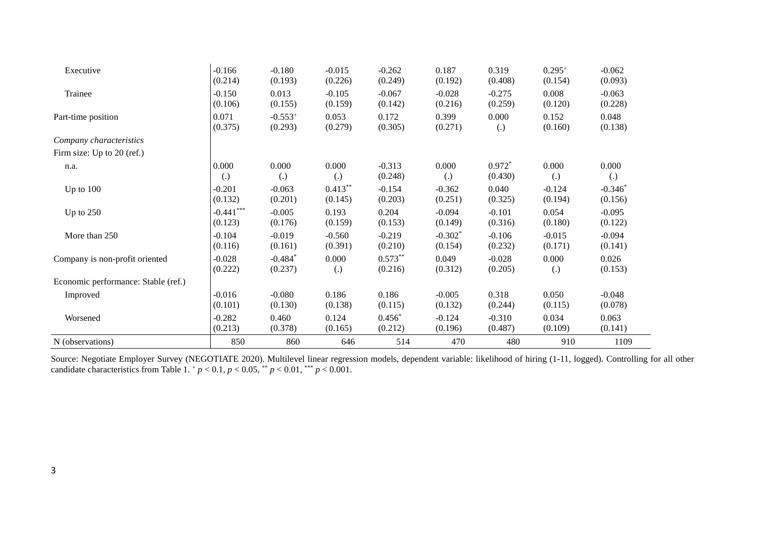| | | | | | | | | |
|---|---|---|---|---|---|---|---|---|
| Executive | -0.166<br>(0.214) | -0.180<br>(0.193) | -0.015<br>(0.226) | -0.262<br>(0.249) | 0.187<br>(0.192) | 0.319<br>(0.408) | 0.295$^{+}$<br>(0.154) | -0.062<br>(0.093) |
| Trainee | -0.150<br>(0.106) | 0.013<br>(0.155) | -0.105<br>(0.159) | -0.067<br>(0.142) | -0.028<br>(0.216) | -0.275<br>(0.259) | 0.008<br>(0.120) | -0.063<br>(0.228) |
| Part-time position | 0.071<br>(0.375) | -0.553$^{+}$<br>(0.293) | 0.053<br>(0.279) | 0.172<br>(0.305) | 0.399<br>(0.271) | 0.000<br>(.) | 0.152<br>(0.160) | 0.048<br>(0.138) |
| *Company characteristics* | | | | | | | | |
| Firm size: Up to 20 (ref.) | | | | | | | | |
| n.a. | 0.000<br>(.) | 0.000<br>(.) | 0.000<br>(.) | -0.313<br>(0.248) | 0.000<br>(.) | 0.972$^{*}$<br>(0.430) | 0.000<br>(.) | 0.000<br>(.) |
| Up to 100 | -0.201<br>(0.132) | -0.063<br>(0.201) | 0.413$^{**}$<br>(0.145) | -0.154<br>(0.203) | -0.362<br>(0.251) | 0.040<br>(0.325) | -0.124<br>(0.194) | -0.346$^{*}$<br>(0.156) |
| Up to 250 | -0.441$^{***}$<br>(0.123) | -0.005<br>(0.176) | 0.193<br>(0.159) | 0.204<br>(0.153) | -0.094<br>(0.149) | -0.101<br>(0.316) | 0.054<br>(0.180) | -0.095<br>(0.122) |
| More than 250 | -0.104<br>(0.116) | -0.019<br>(0.161) | -0.560<br>(0.391) | -0.219<br>(0.210) | -0.302$^{*}$<br>(0.154) | -0.106<br>(0.232) | -0.015<br>(0.171) | -0.094<br>(0.141) |
| Company is non-profit oriented | -0.028<br>(0.222) | -0.484$^{*}$<br>(0.237) | 0.000<br>(.) | 0.573$^{**}$<br>(0.216) | 0.049<br>(0.312) | -0.028<br>(0.205) | 0.000<br>(.) | 0.026<br>(0.153) |
| Economic performance: Stable (ref.) | | | | | | | | |
| Improved | -0.016<br>(0.101) | -0.080<br>(0.130) | 0.186<br>(0.138) | 0.186<br>(0.115) | -0.005<br>(0.132) | 0.318<br>(0.244) | 0.050<br>(0.115) | -0.048<br>(0.078) |
| Worsened | -0.282<br>(0.213) | 0.460<br>(0.378) | 0.124<br>(0.165) | 0.456$^{*}$<br>(0.212) | -0.124<br>(0.196) | -0.310<br>(0.487) | 0.034<br>(0.109) | 0.063<br>(0.141) |
| N (observations) | 850 | 860 | 646 | 514 | 470 | 480 | 910 | 1109 |

Source: Negotiate Employer Survey (NEGOTIATE 2020). Multilevel linear regression models, dependent variable: likelihood of hiring (1-11, logged). Controlling for all other candidate characteristics from Table 1. $^{+}$ $p < 0.1$, $p < 0.05$, $^{**}$ $p < 0.01$, $^{***}$ $p < 0.001$.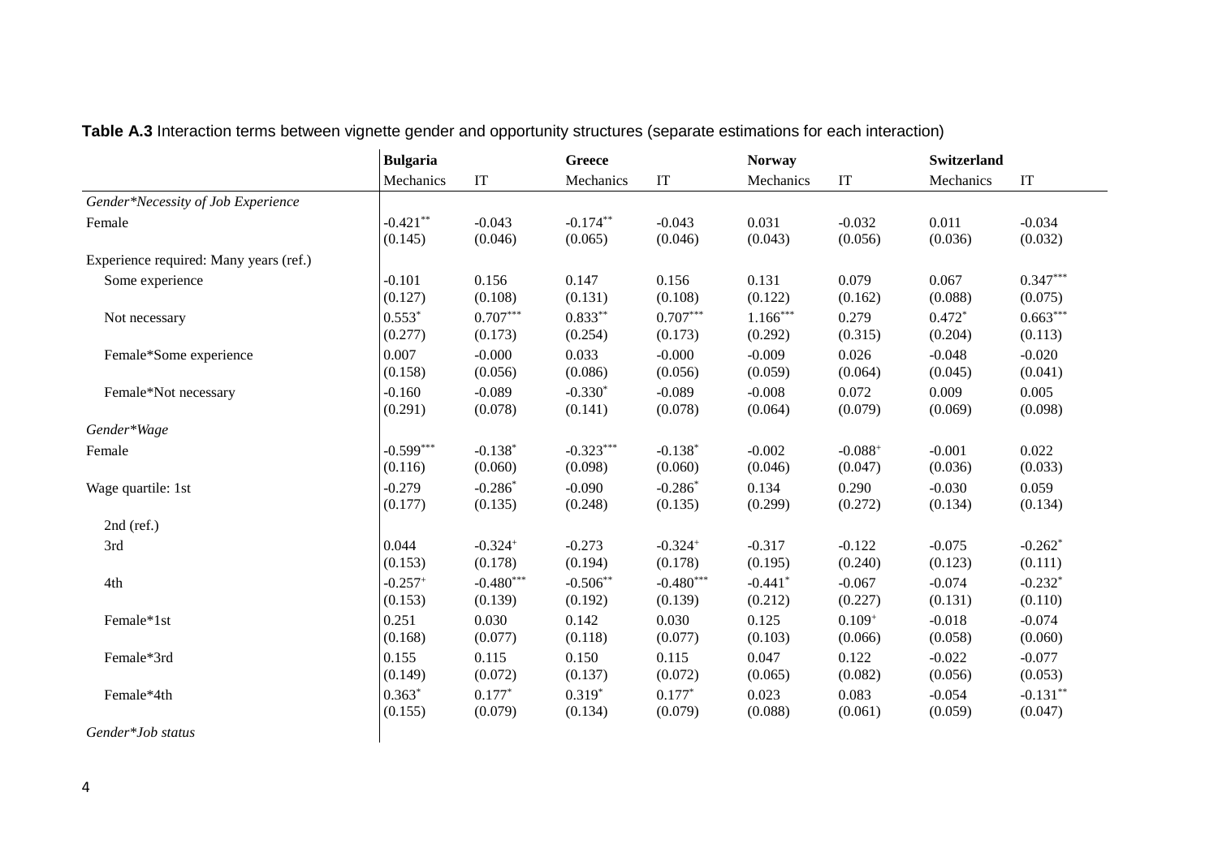**Table A.3** Interaction terms between vignette gender and opportunity structures (separate estimations for each interaction)

| | Bulgaria | | Greece | | Norway | | Switzerland | |
|---|---|---|---|---|---|---|---|---|
| | Mechanics | IT | Mechanics | IT | Mechanics | IT | Mechanics | IT |
| *Gender*Necessity of Job Experience* | | | | | | | | |
| Female | -0.421** | -0.043 | -0.174** | -0.043 | 0.031 | -0.032 | 0.011 | -0.034 |
| | (0.145) | (0.046) | (0.065) | (0.046) | (0.043) | (0.056) | (0.036) | (0.032) |
| Experience required: Many years (ref.) | | | | | | | | |
| Some experience | -0.101 | 0.156 | 0.147 | 0.156 | 0.131 | 0.079 | 0.067 | 0.347*** |
| | (0.127) | (0.108) | (0.131) | (0.108) | (0.122) | (0.162) | (0.088) | (0.075) |
| Not necessary | 0.553* | 0.707*** | 0.833** | 0.707*** | 1.166*** | 0.279 | 0.472* | 0.663*** |
| | (0.277) | (0.173) | (0.254) | (0.173) | (0.292) | (0.315) | (0.204) | (0.113) |
| Female*Some experience | 0.007 | -0.000 | 0.033 | -0.000 | -0.009 | 0.026 | -0.048 | -0.020 |
| | (0.158) | (0.056) | (0.086) | (0.056) | (0.059) | (0.064) | (0.045) | (0.041) |
| Female*Not necessary | -0.160 | -0.089 | -0.330* | -0.089 | -0.008 | 0.072 | 0.009 | 0.005 |
| | (0.291) | (0.078) | (0.141) | (0.078) | (0.064) | (0.079) | (0.069) | (0.098) |
| *Gender*Wage* | | | | | | | | |
| Female | -0.599*** | -0.138* | -0.323*** | -0.138* | -0.002 | -0.088+ | -0.001 | 0.022 |
| | (0.116) | (0.060) | (0.098) | (0.060) | (0.046) | (0.047) | (0.036) | (0.033) |
| Wage quartile: 1st | -0.279 | -0.286* | -0.090 | -0.286* | 0.134 | 0.290 | -0.030 | 0.059 |
| | (0.177) | (0.135) | (0.248) | (0.135) | (0.299) | (0.272) | (0.134) | (0.134) |
| 2nd (ref.) | | | | | | | | |
| 3rd | 0.044 | -0.324+ | -0.273 | -0.324+ | -0.317 | -0.122 | -0.075 | -0.262* |
| | (0.153) | (0.178) | (0.194) | (0.178) | (0.195) | (0.240) | (0.123) | (0.111) |
| 4th | -0.257+ | -0.480*** | -0.506** | -0.480*** | -0.441* | -0.067 | -0.074 | -0.232* |
| | (0.153) | (0.139) | (0.192) | (0.139) | (0.212) | (0.227) | (0.131) | (0.110) |
| Female*1st | 0.251 | 0.030 | 0.142 | 0.030 | 0.125 | 0.109+ | -0.018 | -0.074 |
| | (0.168) | (0.077) | (0.118) | (0.077) | (0.103) | (0.066) | (0.058) | (0.060) |
| Female*3rd | 0.155 | 0.115 | 0.150 | 0.115 | 0.047 | 0.122 | -0.022 | -0.077 |
| | (0.149) | (0.072) | (0.137) | (0.072) | (0.065) | (0.082) | (0.056) | (0.053) |
| Female*4th | 0.363* | 0.177* | 0.319* | 0.177* | 0.023 | 0.083 | -0.054 | -0.131** |
| | (0.155) | (0.079) | (0.134) | (0.079) | (0.088) | (0.061) | (0.059) | (0.047) |
| *Gender*Job status* | | | | | | | | |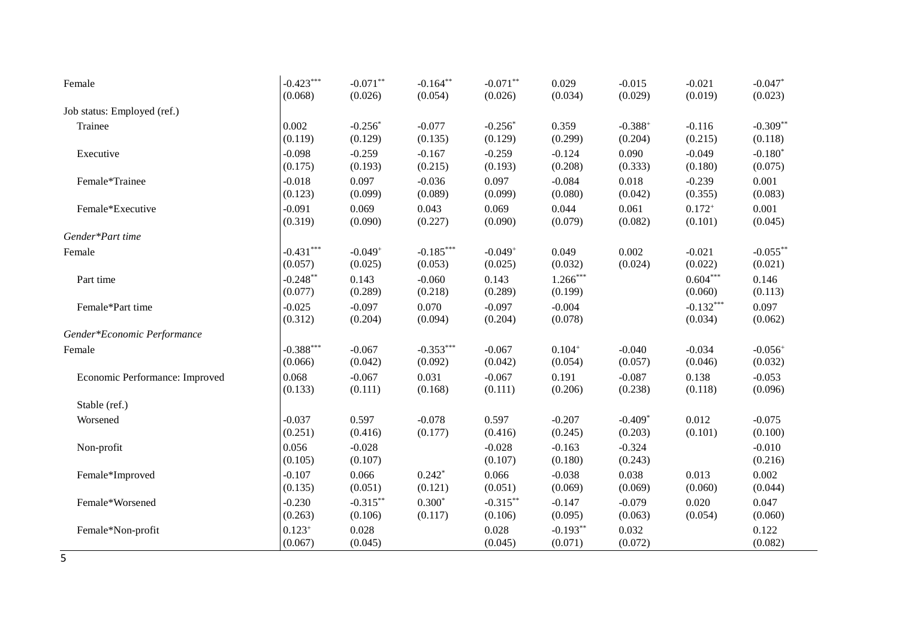| | | | | | | | | |
|---|---|---|---|---|---|---|---|---|
| Female | -0.423$^{***}$ | -0.071$^{**}$ | -0.164$^{**}$ | -0.071$^{**}$ | 0.029 | -0.015 | -0.021 | -0.047$^{*}$ |
| | (0.068) | (0.026) | (0.054) | (0.026) | (0.034) | (0.029) | (0.019) | (0.023) |
| Job status: Employed (ref.) | | | | | | | | |
| Trainee | 0.002 | -0.256$^{*}$ | -0.077 | -0.256$^{*}$ | 0.359 | -0.388$^{+}$ | -0.116 | -0.309$^{**}$ |
| | (0.119) | (0.129) | (0.135) | (0.129) | (0.299) | (0.204) | (0.215) | (0.118) |
| Executive | -0.098 | -0.259 | -0.167 | -0.259 | -0.124 | 0.090 | -0.049 | -0.180$^{*}$ |
| | (0.175) | (0.193) | (0.215) | (0.193) | (0.208) | (0.333) | (0.180) | (0.075) |
| Female*Trainee | -0.018 | 0.097 | -0.036 | 0.097 | -0.084 | 0.018 | -0.239 | 0.001 |
| | (0.123) | (0.099) | (0.089) | (0.099) | (0.080) | (0.042) | (0.355) | (0.083) |
| Female*Executive | -0.091 | 0.069 | 0.043 | 0.069 | 0.044 | 0.061 | 0.172$^{+}$ | 0.001 |
| | (0.319) | (0.090) | (0.227) | (0.090) | (0.079) | (0.082) | (0.101) | (0.045) |
| *Gender*Part time* | | | | | | | | |
| Female | -0.431$^{***}$ | -0.049$^{+}$ | -0.185$^{***}$ | -0.049$^{+}$ | 0.049 | 0.002 | -0.021 | -0.055$^{**}$ |
| | (0.057) | (0.025) | (0.053) | (0.025) | (0.032) | (0.024) | (0.022) | (0.021) |
| Part time | -0.248$^{**}$ | 0.143 | -0.060 | 0.143 | 1.266$^{***}$ | | 0.604$^{***}$ | 0.146 |
| | (0.077) | (0.289) | (0.218) | (0.289) | (0.199) | | (0.060) | (0.113) |
| Female*Part time | -0.025 | -0.097 | 0.070 | -0.097 | -0.004 | | -0.132$^{***}$ | 0.097 |
| | (0.312) | (0.204) | (0.094) | (0.204) | (0.078) | | (0.034) | (0.062) |
| *Gender*Economic Performance* | | | | | | | | |
| Female | -0.388$^{***}$ | -0.067 | -0.353$^{***}$ | -0.067 | 0.104$^{+}$ | -0.040 | -0.034 | -0.056$^{+}$ |
| | (0.066) | (0.042) | (0.092) | (0.042) | (0.054) | (0.057) | (0.046) | (0.032) |
| Economic Performance: Improved | 0.068 | -0.067 | 0.031 | -0.067 | 0.191 | -0.087 | 0.138 | -0.053 |
| | (0.133) | (0.111) | (0.168) | (0.111) | (0.206) | (0.238) | (0.118) | (0.096) |
| Stable (ref.) | | | | | | | | |
| Worsened | -0.037 | 0.597 | -0.078 | 0.597 | -0.207 | -0.409$^{*}$ | 0.012 | -0.075 |
| | (0.251) | (0.416) | (0.177) | (0.416) | (0.245) | (0.203) | (0.101) | (0.100) |
| Non-profit | 0.056 | -0.028 | | -0.028 | -0.163 | -0.324 | | -0.010 |
| | (0.105) | (0.107) | | (0.107) | (0.180) | (0.243) | | (0.216) |
| Female*Improved | -0.107 | 0.066 | 0.242$^{*}$ | 0.066 | -0.038 | 0.038 | 0.013 | 0.002 |
| | (0.135) | (0.051) | (0.121) | (0.051) | (0.069) | (0.069) | (0.060) | (0.044) |
| Female*Worsened | -0.230 | -0.315$^{**}$ | 0.300$^{*}$ | -0.315$^{**}$ | -0.147 | -0.079 | 0.020 | 0.047 |
| | (0.263) | (0.106) | (0.117) | (0.106) | (0.095) | (0.063) | (0.054) | (0.060) |
| Female*Non-profit | 0.123$^{+}$ | 0.028 | | 0.028 | -0.193$^{**}$ | 0.032 | | 0.122 |
| | (0.067) | (0.045) | | (0.045) | (0.071) | (0.072) | | (0.082) |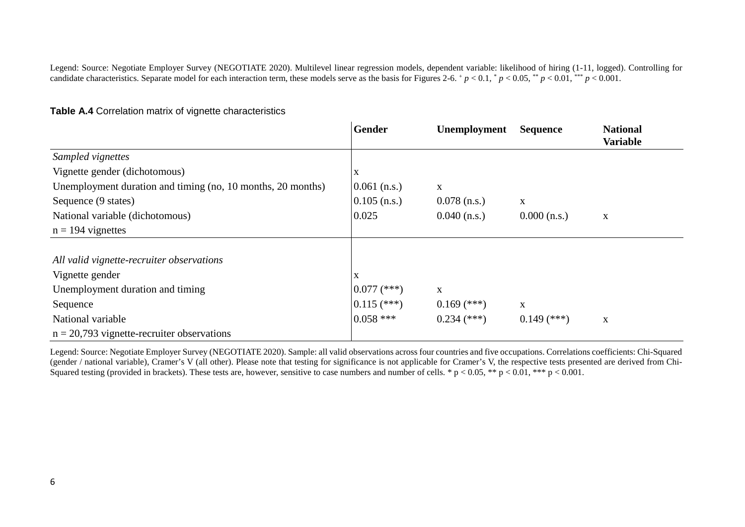Legend: Source: Negotiate Employer Survey (NEGOTIATE 2020). Multilevel linear regression models, dependent variable: likelihood of hiring (1-11, logged). Controlling for candidate characteristics. Separate model for each interaction term, these models serve as the basis for Figures 2-6. $^{+}$ $p < 0.1$, $^{*}$ $p < 0.05$, $^{**}$ $p < 0.01$, $^{***}$ $p < 0.001$.

**Table A.4** Correlation matrix of vignette characteristics

| | Gender | Unemployment | Sequence | National Variable |
|---|---|---|---|---|
| *Sampled vignettes* | | | | |
| Vignette gender (dichotomous) | x | | | |
| Unemployment duration and timing (no, 10 months, 20 months) | 0.061 (n.s.) | x | | |
| Sequence (9 states) | 0.105 (n.s.) | 0.078 (n.s.) | x | |
| National variable (dichotomous) | 0.025 | 0.040 (n.s.) | 0.000 (n.s.) | x |
| n = 194 vignettes | | | | |
| *All valid vignette-recruiter observations* | | | | |
| Vignette gender | x | | | |
| Unemployment duration and timing | 0.077 (***) | x | | |
| Sequence | 0.115 (***) | 0.169 (***) | x | |
| National variable | 0.058 *** | 0.234 (***) | 0.149 (***) | x |
| n = 20,793 vignette-recruiter observations | | | | |

Legend: Source: Negotiate Employer Survey (NEGOTIATE 2020). Sample: all valid observations across four countries and five occupations. Correlations coefficients: Chi-Squared (gender / national variable), Cramer's V (all other). Please note that testing for significance is not applicable for Cramer's V, the respective tests presented are derived from Chi-Squared testing (provided in brackets). These tests are, however, sensitive to case numbers and number of cells. * $p < 0.05$, ** $p < 0.01$, *** $p < 0.001$.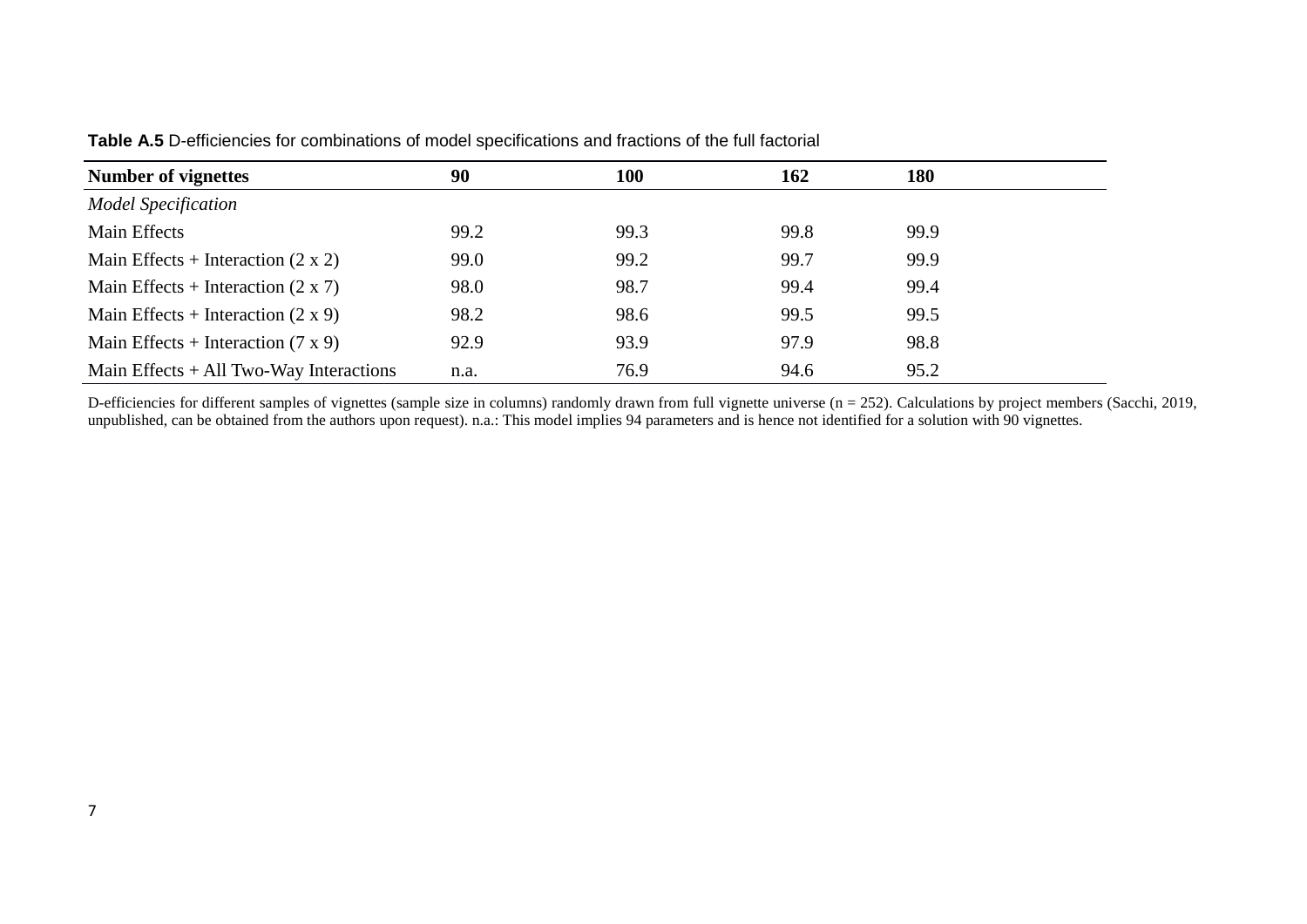**Table A.5** D-efficiencies for combinations of model specifications and fractions of the full factorial

| **Number of vignettes** | **90** | **100** | **162** | **180** |
|---|---|---|---|---|
| *Model Specification* | | | | |
| Main Effects | 99.2 | 99.3 | 99.8 | 99.9 |
| Main Effects + Interaction (2 x 2) | 99.0 | 99.2 | 99.7 | 99.9 |
| Main Effects + Interaction (2 x 7) | 98.0 | 98.7 | 99.4 | 99.4 |
| Main Effects + Interaction (2 x 9) | 98.2 | 98.6 | 99.5 | 99.5 |
| Main Effects + Interaction (7 x 9) | 92.9 | 93.9 | 97.9 | 98.8 |
| Main Effects + All Two-Way Interactions | n.a. | 76.9 | 94.6 | 95.2 |

D-efficiencies for different samples of vignettes (sample size in columns) randomly drawn from full vignette universe (n = 252). Calculations by project members (Sacchi, 2019, unpublished, can be obtained from the authors upon request). n.a.: This model implies 94 parameters and is hence not identified for a solution with 90 vignettes.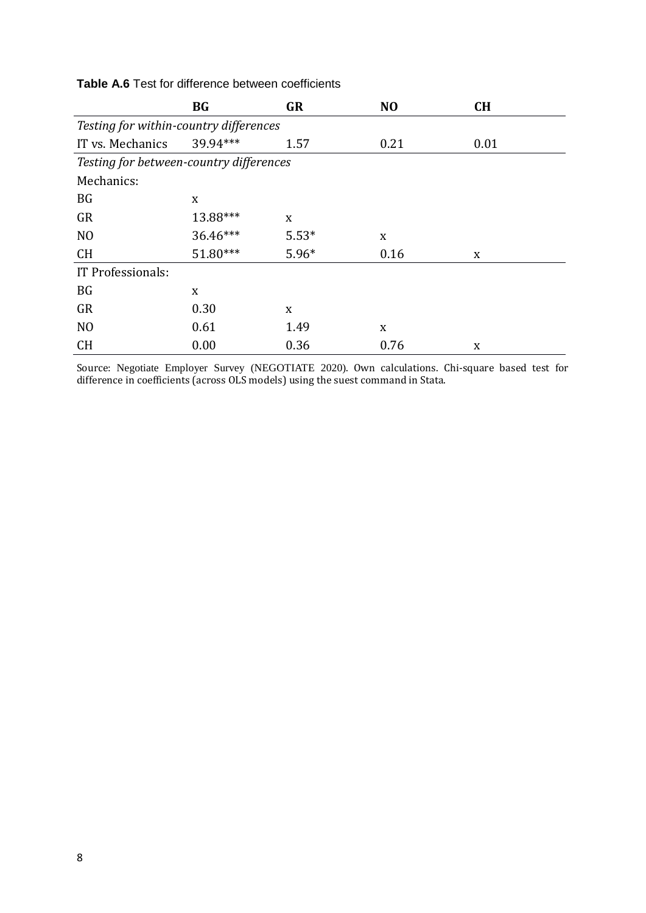**Table A.6** Test for difference between coefficients

| | BG | GR | NO | CH |
|---|---|---|---|---|
| *Testing for within-country differences* | | | | |
| IT vs. Mechanics | 39.94*** | 1.57 | 0.21 | 0.01 |
| *Testing for between-country differences* | | | | |
| Mechanics: | | | | |
| BG | x | | | |
| GR | 13.88*** | x | | |
| NO | 36.46*** | 5.53* | x | |
| CH | 51.80*** | 5.96* | 0.16 | x |
| IT Professionals: | | | | |
| BG | x | | | |
| GR | 0.30 | x | | |
| NO | 0.61 | 1.49 | x | |
| CH | 0.00 | 0.36 | 0.76 | x |

Source: Negotiate Employer Survey (NEGOTIATE 2020). Own calculations. Chi-square based test for difference in coefficients (across OLS models) using the suest command in Stata.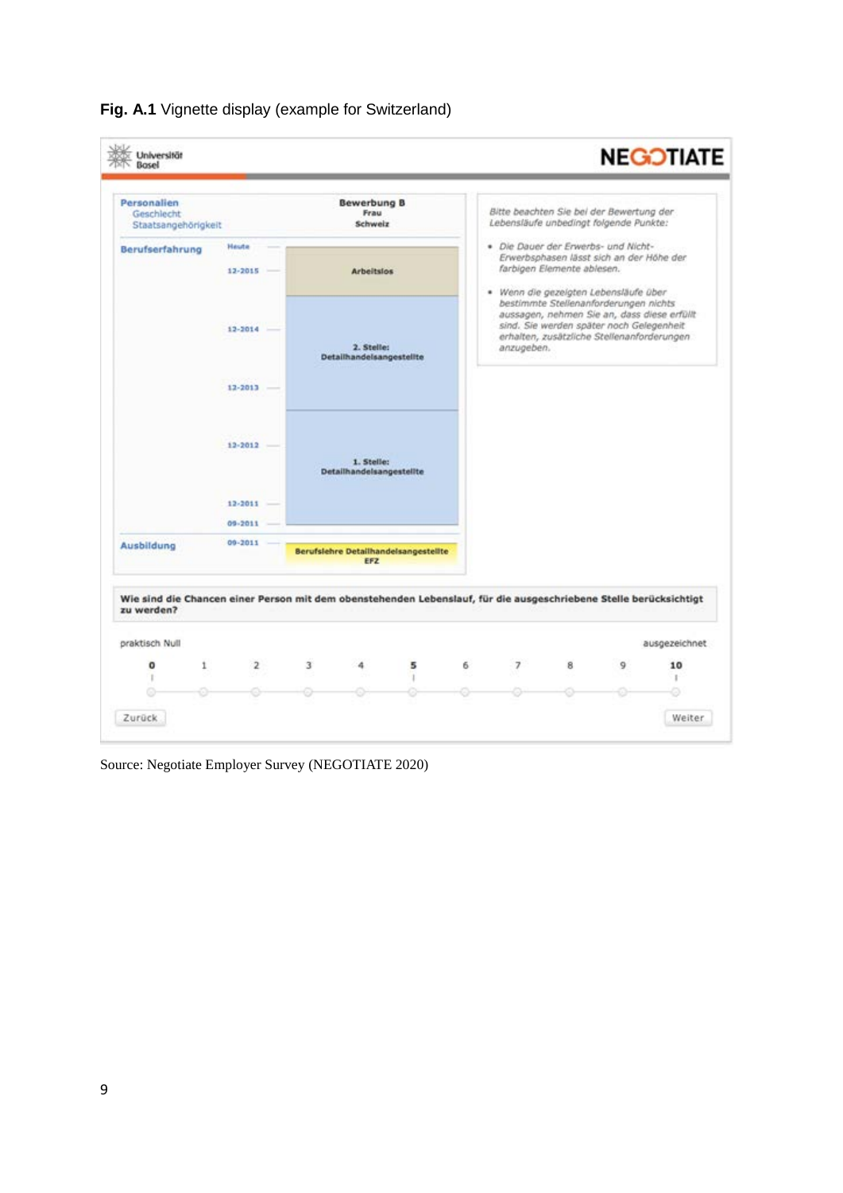**Fig. A.1** Vignette display (example for Switzerland)

Universität Basel

NEGOTIATE

Personalien
Geschlecht
Staatsangehörigkeit

Bewerbung B
Frau
Schweiz

Berufserfahrung

Heute
12-2015
12-2014
12-2013
12-2012
12-2011
09-2011

Arbeitslos

2. Stelle:
Detailhandelsangestellte

1. Stelle:
Detailhandelsangestellte

Ausbildung

09-2011

Berufslehre Detailhandelsangestellte EFZ

*Bitte beachten Sie bei der Bewertung der Lebensläufe unbedingt folgende Punkte:*

- *Die Dauer der Erwerbs- und Nicht-Erwerbsphasen lässt sich an der Höhe der farbigen Elemente ablesen.*
- *Wenn die gezeigten Lebensläufe über bestimmte Stellenanforderungen nichts aussagen, nehmen Sie an, dass diese erfüllt sind. Sie werden später noch Gelegenheit erhalten, zusätzliche Stellenanforderungen anzugeben.*

**Wie sind die Chancen einer Person mit dem obenstehenden Lebenslauf, für die ausgeschriebene Stelle berücksichtigt zu werden?**

praktisch Null

ausgezeichnet

0 1 2 3 4 5 6 7 8 9 10

Zurück

Weiter

Source: Negotiate Employer Survey (NEGOTIATE 2020)